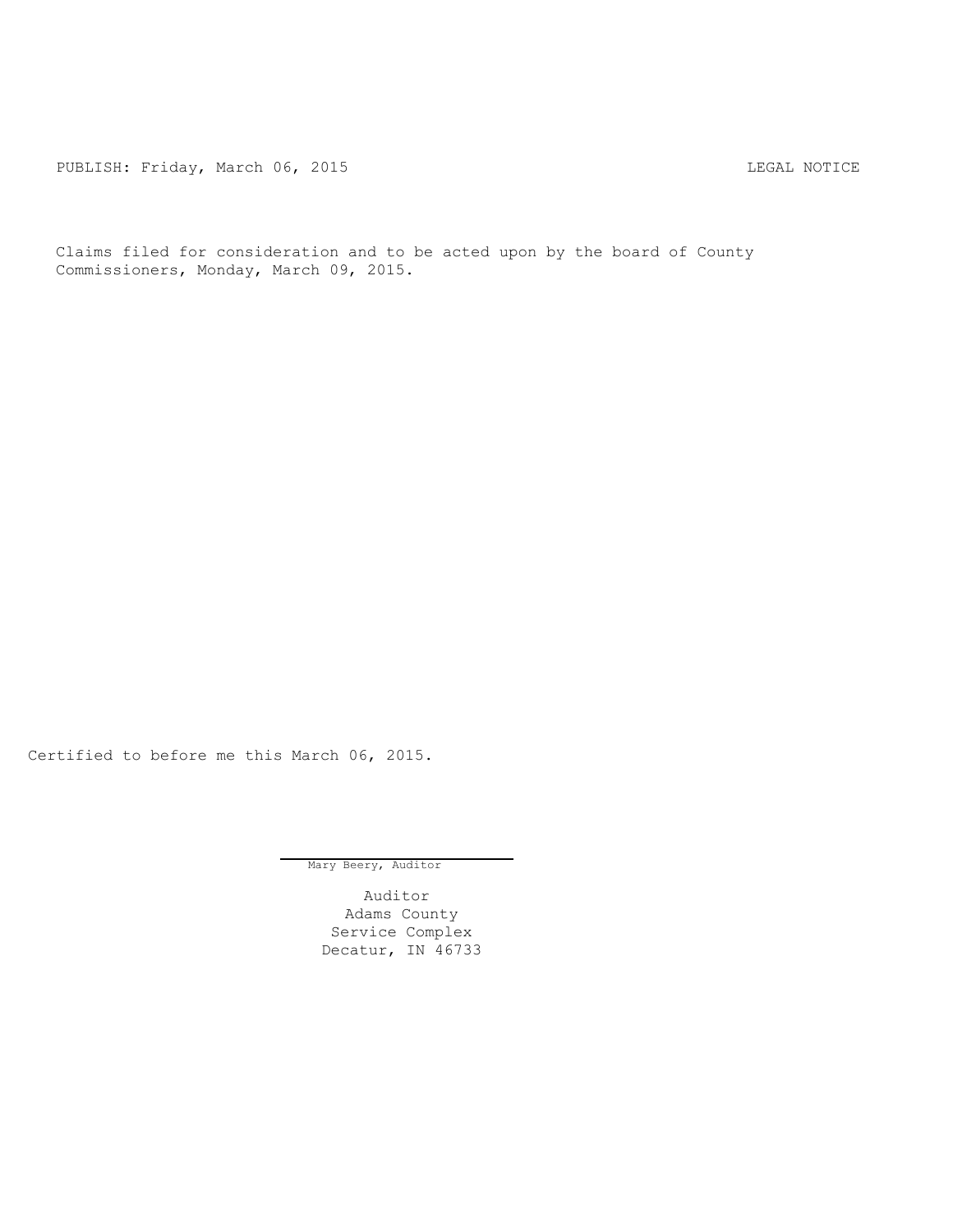PUBLISH: Friday, March 06, 2015 LEGAL NOTICE

Claims filed for consideration and to be acted upon by the board of County Commissioners, Monday, March 09, 2015.

Certified to before me this March 06, 2015.

Mary Beery, Auditor

Auditor
Adams County
Service Complex
Decatur, IN 46733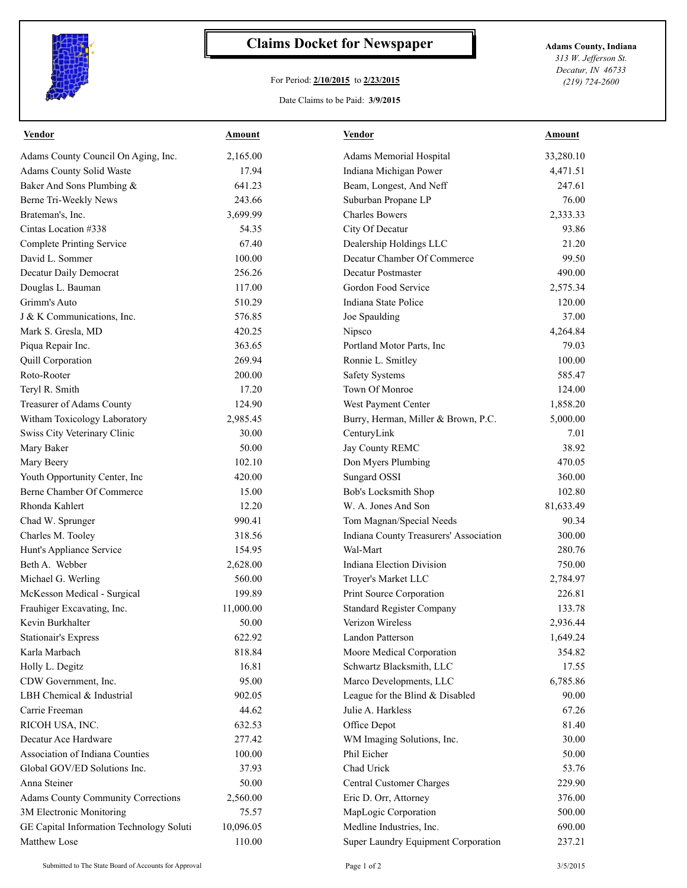# Claims Docket for Newspaper

For Period: **2/10/2015** to **2/23/2015**

Date Claims to be Paid: **3/9/2015**

**Adams County, Indiana**
*313 W. Jefferson St.*
*Decatur, IN 46733*
*(219) 724-2600*

| Vendor | Amount | Vendor | Amount |
|---|---|---|---|
| Adams County Council On Aging, Inc. | 2,165.00 | Adams Memorial Hospital | 33,280.10 |
| Adams County Solid Waste | 17.94 | Indiana Michigan Power | 4,471.51 |
| Baker And Sons Plumbing & | 641.23 | Beam, Longest, And Neff | 247.61 |
| Berne Tri-Weekly News | 243.66 | Suburban Propane LP | 76.00 |
| Brateman's, Inc. | 3,699.99 | Charles Bowers | 2,333.33 |
| Cintas Location #338 | 54.35 | City Of Decatur | 93.86 |
| Complete Printing Service | 67.40 | Dealership Holdings LLC | 21.20 |
| David L. Sommer | 100.00 | Decatur Chamber Of Commerce | 99.50 |
| Decatur Daily Democrat | 256.26 | Decatur Postmaster | 490.00 |
| Douglas L. Bauman | 117.00 | Gordon Food Service | 2,575.34 |
| Grimm's Auto | 510.29 | Indiana State Police | 120.00 |
| J & K Communications, Inc. | 576.85 | Joe Spaulding | 37.00 |
| Mark S. Gresla, MD | 420.25 | Nipsco | 4,264.84 |
| Piqua Repair Inc. | 363.65 | Portland Motor Parts, Inc | 79.03 |
| Quill Corporation | 269.94 | Ronnie L. Smitley | 100.00 |
| Roto-Rooter | 200.00 | Safety Systems | 585.47 |
| Teryl R. Smith | 17.20 | Town Of Monroe | 124.00 |
| Treasurer of Adams County | 124.90 | West Payment Center | 1,858.20 |
| Witham Toxicology Laboratory | 2,985.45 | Burry, Herman, Miller & Brown, P.C. | 5,000.00 |
| Swiss City Veterinary Clinic | 30.00 | CenturyLink | 7.01 |
| Mary Baker | 50.00 | Jay County REMC | 38.92 |
| Mary Beery | 102.10 | Don Myers Plumbing | 470.05 |
| Youth Opportunity Center, Inc | 420.00 | Sungard OSSI | 360.00 |
| Berne Chamber Of Commerce | 15.00 | Bob's Locksmith Shop | 102.80 |
| Rhonda Kahlert | 12.20 | W. A. Jones And Son | 81,633.49 |
| Chad W. Sprunger | 990.41 | Tom Magnan/Special Needs | 90.34 |
| Charles M. Tooley | 318.56 | Indiana County Treasurers' Association | 300.00 |
| Hunt's Appliance Service | 154.95 | Wal-Mart | 280.76 |
| Beth A. Webber | 2,628.00 | Indiana Election Division | 750.00 |
| Michael G. Werling | 560.00 | Troyer's Market LLC | 2,784.97 |
| McKesson Medical - Surgical | 199.89 | Print Source Corporation | 226.81 |
| Frauhiger Excavating, Inc. | 11,000.00 | Standard Register Company | 133.78 |
| Kevin Burkhalter | 50.00 | Verizon Wireless | 2,936.44 |
| Stationair's Express | 622.92 | Landon Patterson | 1,649.24 |
| Karla Marbach | 818.84 | Moore Medical Corporation | 354.82 |
| Holly L. Degitz | 16.81 | Schwartz Blacksmith, LLC | 17.55 |
| CDW Government, Inc. | 95.00 | Marco Developments, LLC | 6,785.86 |
| LBH Chemical & Industrial | 902.05 | League for the Blind & Disabled | 90.00 |
| Carrie Freeman | 44.62 | Julie A. Harkless | 67.26 |
| RICOH USA, INC. | 632.53 | Office Depot | 81.40 |
| Decatur Ace Hardware | 277.42 | WM Imaging Solutions, Inc. | 30.00 |
| Association of Indiana Counties | 100.00 | Phil Eicher | 50.00 |
| Global GOV/ED Solutions Inc. | 37.93 | Chad Urick | 53.76 |
| Anna Steiner | 50.00 | Central Customer Charges | 229.90 |
| Adams County Community Corrections | 2,560.00 | Eric D. Orr, Attorney | 376.00 |
| 3M Electronic Monitoring | 75.57 | MapLogic Corporation | 500.00 |
| GE Capital Information Technology Soluti | 10,096.05 | Medline Industries, Inc. | 690.00 |
| Matthew Lose | 110.00 | Super Laundry Equipment Corporation | 237.21 |

Submitted to The State Board of Accounts for Approval — 3/5/2015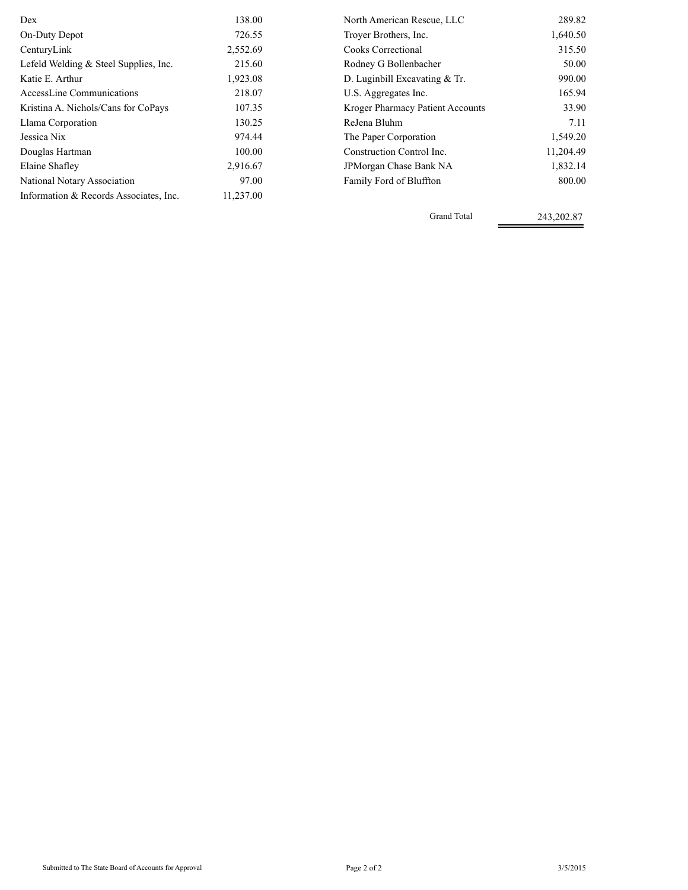| | |
|---|---|
| Dex | 138.00 |
| On-Duty Depot | 726.55 |
| CenturyLink | 2,552.69 |
| Lefeld Welding & Steel Supplies, Inc. | 215.60 |
| Katie E. Arthur | 1,923.08 |
| AccessLine Communications | 218.07 |
| Kristina A. Nichols/Cans for CoPays | 107.35 |
| Llama Corporation | 130.25 |
| Jessica Nix | 974.44 |
| Douglas Hartman | 100.00 |
| Elaine Shafley | 2,916.67 |
| National Notary Association | 97.00 |
| Information & Records Associates, Inc. | 11,237.00 |
| North American Rescue, LLC | 289.82 |
| Troyer Brothers, Inc. | 1,640.50 |
| Cooks Correctional | 315.50 |
| Rodney G Bollenbacher | 50.00 |
| D. Luginbill Excavating & Tr. | 990.00 |
| U.S. Aggregates Inc. | 165.94 |
| Kroger Pharmacy Patient Accounts | 33.90 |
| ReJena Bluhm | 7.11 |
| The Paper Corporation | 1,549.20 |
| Construction Control Inc. | 11,204.49 |
| JPMorgan Chase Bank NA | 1,832.14 |
| Family Ford of Bluffton | 800.00 |
| Grand Total | 243,202.87 |

Submitted to The State Board of Accounts for Approval

3/5/2015